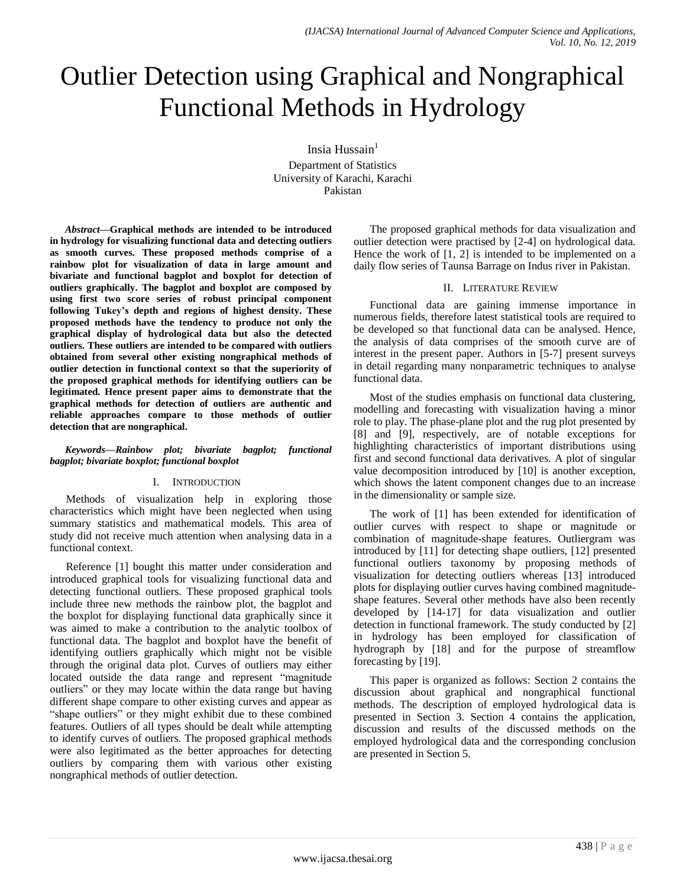# Outlier Detection using Graphical and Nongraphical Functional Methods in Hydrology

Insia Hussain[1]

Department of Statistics
University of Karachi, Karachi
Pakistan

***Abstract*—Graphical methods are intended to be introduced in hydrology for visualizing functional data and detecting outliers as smooth curves. These proposed methods comprise of a rainbow plot for visualization of data in large amount and bivariate and functional bagplot and boxplot for detection of outliers graphically. The bagplot and boxplot are composed by using first two score series of robust principal component following Tukey's depth and regions of highest density. These proposed methods have the tendency to produce not only the graphical display of hydrological data but also the detected outliers. These outliers are intended to be compared with outliers obtained from several other existing nongraphical methods of outlier detection in functional context so that the superiority of the proposed graphical methods for identifying outliers can be legitimated. Hence present paper aims to demonstrate that the graphical methods for detection of outliers are authentic and reliable approaches compare to those methods of outlier detection that are nongraphical.**

***Keywords—Rainbow plot; bivariate bagplot; functional bagplot; bivariate boxplot; functional boxplot***

## I. Introduction

Methods of visualization help in exploring those characteristics which might have been neglected when using summary statistics and mathematical models. This area of study did not receive much attention when analysing data in a functional context.

Reference [1] bought this matter under consideration and introduced graphical tools for visualizing functional data and detecting functional outliers. These proposed graphical tools include three new methods the rainbow plot, the bagplot and the boxplot for displaying functional data graphically since it was aimed to make a contribution to the analytic toolbox of functional data. The bagplot and boxplot have the benefit of identifying outliers graphically which might not be visible through the original data plot. Curves of outliers may either located outside the data range and represent "magnitude outliers" or they may locate within the data range but having different shape compare to other existing curves and appear as "shape outliers" or they might exhibit due to these combined features. Outliers of all types should be dealt while attempting to identify curves of outliers. The proposed graphical methods were also legitimated as the better approaches for detecting outliers by comparing them with various other existing nongraphical methods of outlier detection.

The proposed graphical methods for data visualization and outlier detection were practised by [2-4] on hydrological data. Hence the work of [1, 2] is intended to be implemented on a daily flow series of Taunsa Barrage on Indus river in Pakistan.

## II. Literature Review

Functional data are gaining immense importance in numerous fields, therefore latest statistical tools are required to be developed so that functional data can be analysed. Hence, the analysis of data comprises of the smooth curve are of interest in the present paper. Authors in [5-7] present surveys in detail regarding many nonparametric techniques to analyse functional data.

Most of the studies emphasis on functional data clustering, modelling and forecasting with visualization having a minor role to play. The phase-plane plot and the rug plot presented by [8] and [9], respectively, are of notable exceptions for highlighting characteristics of important distributions using first and second functional data derivatives. A plot of singular value decomposition introduced by [10] is another exception, which shows the latent component changes due to an increase in the dimensionality or sample size.

The work of [1] has been extended for identification of outlier curves with respect to shape or magnitude or combination of magnitude-shape features. Outliergram was introduced by [11] for detecting shape outliers, [12] presented functional outliers taxonomy by proposing methods of visualization for detecting outliers whereas [13] introduced plots for displaying outlier curves having combined magnitude-shape features. Several other methods have also been recently developed by [14-17] for data visualization and outlier detection in functional framework. The study conducted by [2] in hydrology has been employed for classification of hydrograph by [18] and for the purpose of streamflow forecasting by [19].

This paper is organized as follows: Section 2 contains the discussion about graphical and nongraphical functional methods. The description of employed hydrological data is presented in Section 3. Section 4 contains the application, discussion and results of the discussed methods on the employed hydrological data and the corresponding conclusion are presented in Section 5.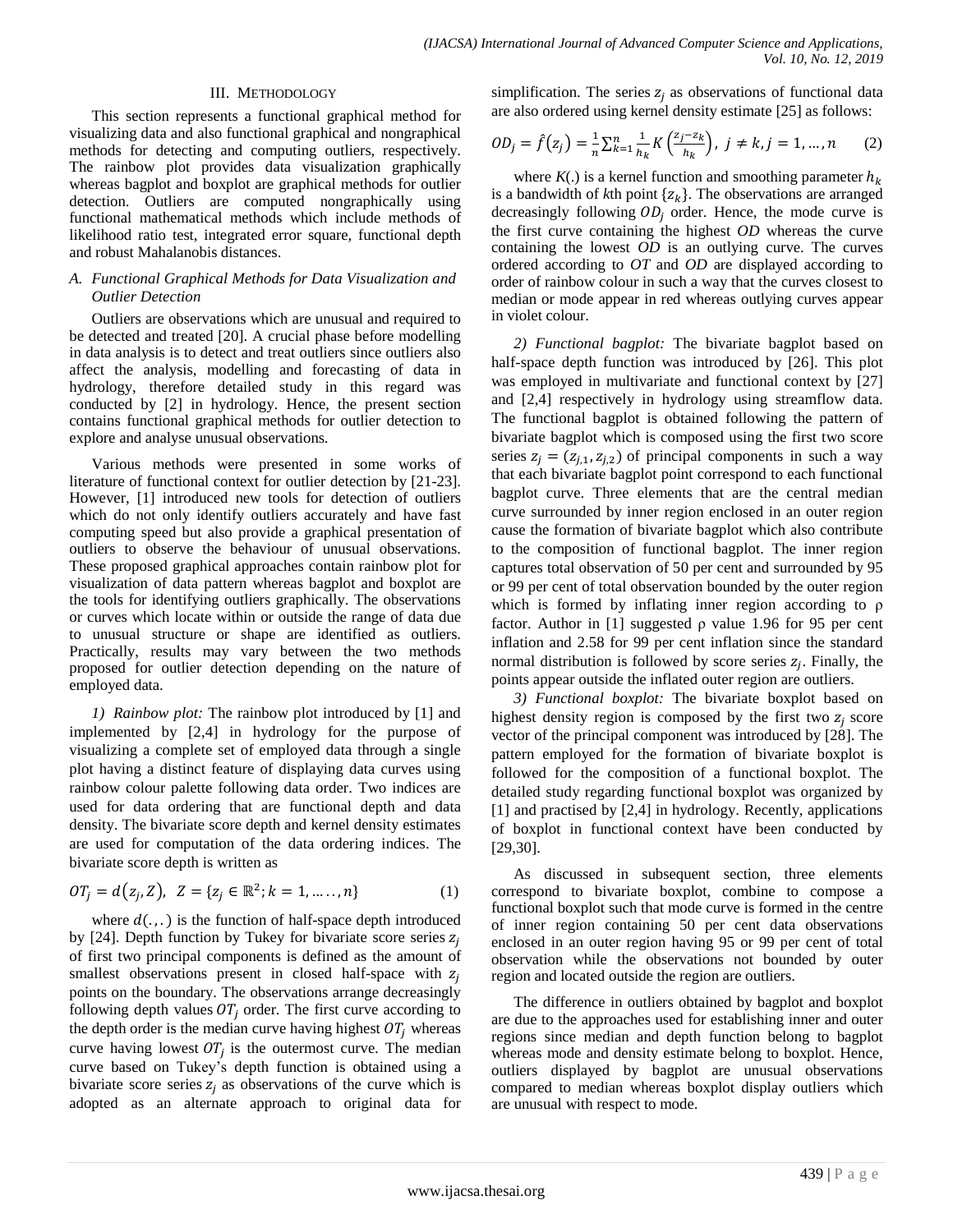## III. METHODOLOGY

This section represents a functional graphical method for visualizing data and also functional graphical and nongraphical methods for detecting and computing outliers, respectively. The rainbow plot provides data visualization graphically whereas bagplot and boxplot are graphical methods for outlier detection. Outliers are computed nongraphically using functional mathematical methods which include methods of likelihood ratio test, integrated error square, functional depth and robust Mahalanobis distances.

### *A. Functional Graphical Methods for Data Visualization and Outlier Detection*

Outliers are observations which are unusual and required to be detected and treated [20]. A crucial phase before modelling in data analysis is to detect and treat outliers since outliers also affect the analysis, modelling and forecasting of data in hydrology, therefore detailed study in this regard was conducted by [2] in hydrology. Hence, the present section contains functional graphical methods for outlier detection to explore and analyse unusual observations.

Various methods were presented in some works of literature of functional context for outlier detection by [21-23]. However, [1] introduced new tools for detection of outliers which do not only identify outliers accurately and have fast computing speed but also provide a graphical presentation of outliers to observe the behaviour of unusual observations. These proposed graphical approaches contain rainbow plot for visualization of data pattern whereas bagplot and boxplot are the tools for identifying outliers graphically. The observations or curves which locate within or outside the range of data due to unusual structure or shape are identified as outliers. Practically, results may vary between the two methods proposed for outlier detection depending on the nature of employed data.

*1) Rainbow plot:* The rainbow plot introduced by [1] and implemented by [2,4] in hydrology for the purpose of visualizing a complete set of employed data through a single plot having a distinct feature of displaying data curves using rainbow colour palette following data order. Two indices are used for data ordering that are functional depth and data density. The bivariate score depth and kernel density estimates are used for computation of the data ordering indices. The bivariate score depth is written as

$$OT_j = d(z_j, Z), \;\; Z = \{z_j \in \mathbb{R}^2; k = 1, \ldots \ldots, n\} \tag{1}$$

where $d(.,.)$ is the function of half-space depth introduced by [24]. Depth function by Tukey for bivariate score series $z_j$ of first two principal components is defined as the amount of smallest observations present in closed half-space with $z_j$ points on the boundary. The observations arrange decreasingly following depth values $OT_j$ order. The first curve according to the depth order is the median curve having highest $OT_j$ whereas curve having lowest $OT_j$ is the outermost curve. The median curve based on Tukey's depth function is obtained using a bivariate score series $z_j$ as observations of the curve which is adopted as an alternate approach to original data for simplification. The series $z_j$ as observations of functional data are also ordered using kernel density estimate [25] as follows:

$$OD_j = \hat{f}(z_j) = \frac{1}{n}\sum_{k=1}^{n} \frac{1}{h_k} K\left(\frac{z_j - z_k}{h_k}\right), \; j \neq k, j = 1, \ldots, n \tag{2}$$

where $K(.)$ is a kernel function and smoothing parameter $h_k$ is a bandwidth of $k$th point $\{z_k\}$. The observations are arranged decreasingly following $OD_j$ order. Hence, the mode curve is the first curve containing the highest $OD$ whereas the curve containing the lowest $OD$ is an outlying curve. The curves ordered according to $OT$ and $OD$ are displayed according to order of rainbow colour in such a way that the curves closest to median or mode appear in red whereas outlying curves appear in violet colour.

*2) Functional bagplot:* The bivariate bagplot based on half-space depth function was introduced by [26]. This plot was employed in multivariate and functional context by [27] and [2,4] respectively in hydrology using streamflow data. The functional bagplot is obtained following the pattern of bivariate bagplot which is composed using the first two score series $z_j = (z_{j,1}, z_{j,2})$ of principal components in such a way that each bivariate bagplot point correspond to each functional bagplot curve. Three elements that are the central median curve surrounded by inner region enclosed in an outer region cause the formation of bivariate bagplot which also contribute to the composition of functional bagplot. The inner region captures total observation of 50 per cent and surrounded by 95 or 99 per cent of total observation bounded by the outer region which is formed by inflating inner region according to ρ factor. Author in [1] suggested ρ value 1.96 for 95 per cent inflation and 2.58 for 99 per cent inflation since the standard normal distribution is followed by score series $z_j$. Finally, the points appear outside the inflated outer region are outliers.

*3) Functional boxplot:* The bivariate boxplot based on highest density region is composed by the first two $z_j$ score vector of the principal component was introduced by [28]. The pattern employed for the formation of bivariate boxplot is followed for the composition of a functional boxplot. The detailed study regarding functional boxplot was organized by [1] and practised by [2,4] in hydrology. Recently, applications of boxplot in functional context have been conducted by [29,30].

As discussed in subsequent section, three elements correspond to bivariate boxplot, combine to compose a functional boxplot such that mode curve is formed in the centre of inner region containing 50 per cent data observations enclosed in an outer region having 95 or 99 per cent of total observation while the observations not bounded by outer region and located outside the region are outliers.

The difference in outliers obtained by bagplot and boxplot are due to the approaches used for establishing inner and outer regions since median and depth function belong to bagplot whereas mode and density estimate belong to boxplot. Hence, outliers displayed by bagplot are unusual observations compared to median whereas boxplot display outliers which are unusual with respect to mode.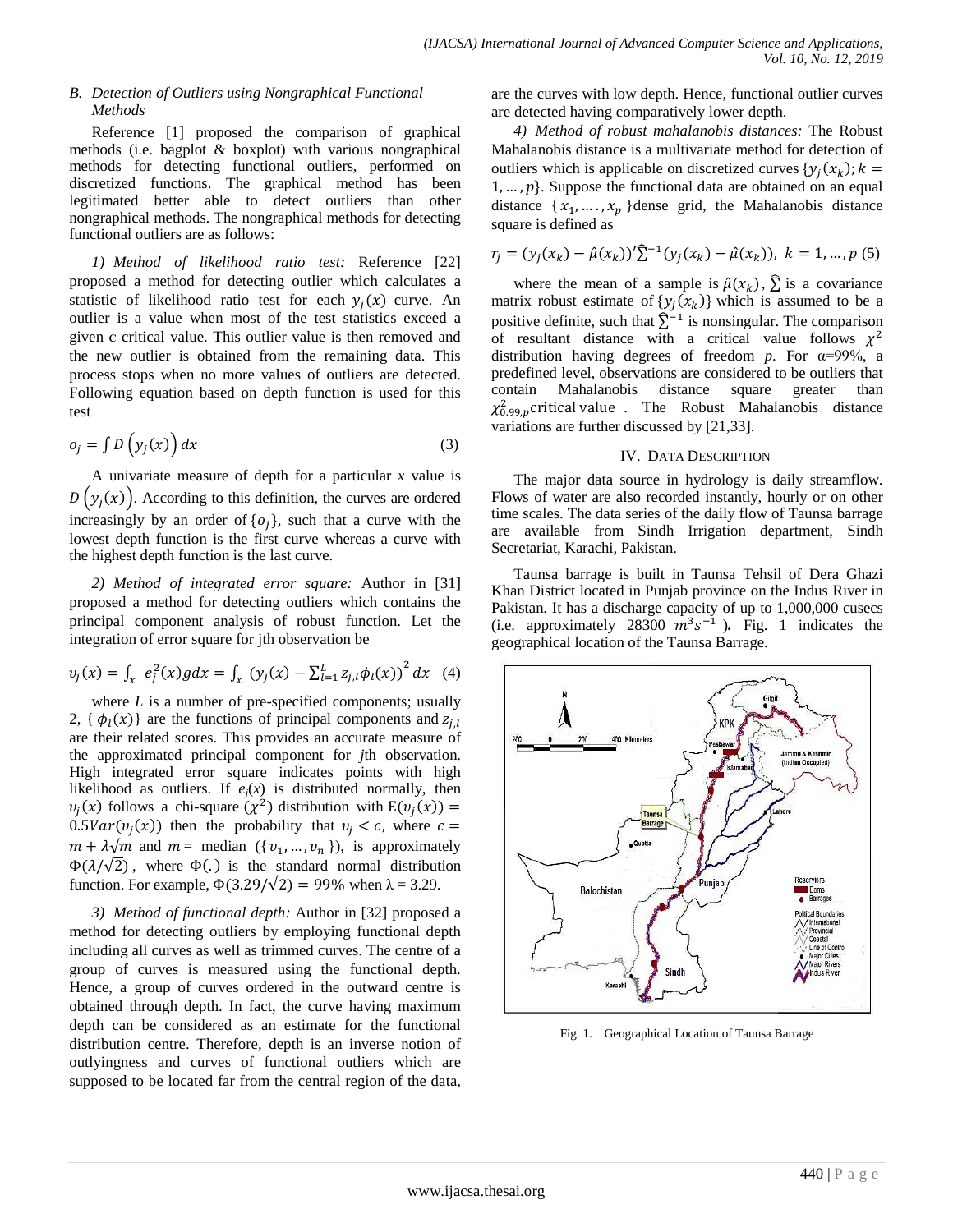### B. *Detection of Outliers using Nongraphical Functional Methods*

Reference [1] proposed the comparison of graphical methods (i.e. bagplot & boxplot) with various nongraphical methods for detecting functional outliers, performed on discretized functions. The graphical method has been legitimated better able to detect outliers than other nongraphical methods. The nongraphical methods for detecting functional outliers are as follows:

*1) Method of likelihood ratio test:* Reference [22] proposed a method for detecting outlier which calculates a statistic of likelihood ratio test for each $y_j(x)$ curve. An outlier is a value when most of the test statistics exceed a given c critical value. This outlier value is then removed and the new outlier is obtained from the remaining data. This process stops when no more values of outliers are detected. Following equation based on depth function is used for this test

$$o_j = \int D\left(y_j(x)\right) dx \tag{3}$$

A univariate measure of depth for a particular *x* value is $D\left(y_j(x)\right)$. According to this definition, the curves are ordered increasingly by an order of $\{o_j\}$, such that a curve with the lowest depth function is the first curve whereas a curve with the highest depth function is the last curve.

*2) Method of integrated error square:* Author in [31] proposed a method for detecting outliers which contains the principal component analysis of robust function. Let the integration of error square for jth observation be

$$v_j(x) = \int_x e_j^2(x) g dx = \int_x \left(y_j(x) - \sum_{l=1}^{L} z_{j,l}\phi_l(x)\right)^2 dx \tag{4}$$

where *L* is a number of pre-specified components; usually 2, $\{\phi_l(x)\}$ are the functions of principal components and $z_{j,l}$ are their related scores. This provides an accurate measure of the approximated principal component for *j*th observation. High integrated error square indicates points with high likelihood as outliers. If $e_j(x)$ is distributed normally, then $v_j(x)$ follows a chi-square ($\chi^2$) distribution with $\mathrm{E}(v_j(x)) = 0.5Var(v_j(x))$ then the probability that $v_j < c$, where $c = m + \lambda\sqrt{m}$ and $m =$ median $(\{v_1, \dots, v_n\})$, is approximately $\Phi(\lambda/\sqrt{2})$, where $\Phi(.)$ is the standard normal distribution function. For example, $\Phi(3.29/\sqrt{2}) = 99\%$ when $\lambda = 3.29$.

*3) Method of functional depth:* Author in [32] proposed a method for detecting outliers by employing functional depth including all curves as well as trimmed curves. The centre of a group of curves is measured using the functional depth. Hence, a group of curves ordered in the outward centre is obtained through depth. In fact, the curve having maximum depth can be considered as an estimate for the functional distribution centre. Therefore, depth is an inverse notion of outlyingness and curves of functional outliers which are supposed to be located far from the central region of the data, are the curves with low depth. Hence, functional outlier curves are detected having comparatively lower depth.

*4) Method of robust mahalanobis distances:* The Robust Mahalanobis distance is a multivariate method for detection of outliers which is applicable on discretized curves $\{y_j(x_k); k = 1, \dots, p\}$. Suppose the functional data are obtained on an equal distance $\{x_1, \dots, x_p\}$ dense grid, the Mahalanobis distance square is defined as

$$r_j = (y_j(x_k) - \hat{\mu}(x_k))'\hat{\Sigma}^{-1}(y_j(x_k) - \hat{\mu}(x_k)), \; k = 1, \dots, p \tag{5}$$

where the mean of a sample is $\hat{\mu}(x_k)$, $\hat{\Sigma}$ is a covariance matrix robust estimate of $\{y_j(x_k)\}$ which is assumed to be a positive definite, such that $\hat{\Sigma}^{-1}$ is nonsingular. The comparison of resultant distance with a critical value follows $\chi^2$ distribution having degrees of freedom *p*. For α=99%, a predefined level, observations are considered to be outliers that contain Mahalanobis distance square greater than $\chi^2_{0.99,p}$ critical value . The Robust Mahalanobis distance variations are further discussed by [21,33].

## IV. Data Description

The major data source in hydrology is daily streamflow. Flows of water are also recorded instantly, hourly or on other time scales. The data series of the daily flow of Taunsa barrage are available from Sindh Irrigation department, Sindh Secretariat, Karachi, Pakistan.

Taunsa barrage is built in Taunsa Tehsil of Dera Ghazi Khan District located in Punjab province on the Indus River in Pakistan. It has a discharge capacity of up to 1,000,000 cusecs (i.e. approximately 28300 $m^3s^{-1}$). Fig. 1 indicates the geographical location of the Taunsa Barrage.

Fig. 1. Geographical Location of Taunsa Barrage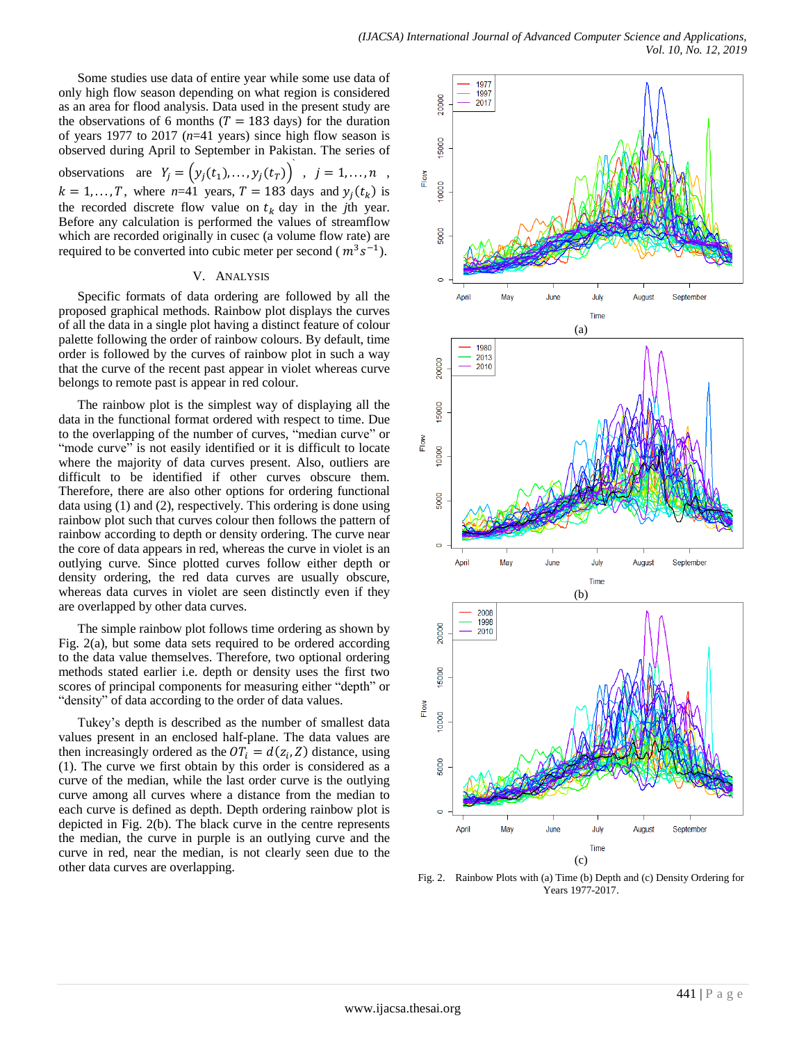Some studies use data of entire year while some use data of only high flow season depending on what region is considered as an area for flood analysis. Data used in the present study are the observations of 6 months ($T = 183$ days) for the duration of years 1977 to 2017 ($n$=41 years) since high flow season is observed during April to September in Pakistan. The series of observations are $Y_j = \left(y_j(t_1), \ldots, y_j(t_T)\right)^{`}$ , $j = 1, \ldots, n$ , $k = 1, \ldots, T$, where $n$=41 years, $T = 183$ days and $y_j(t_k)$ is the recorded discrete flow value on $t_k$ day in the $j$th year. Before any calculation is performed the values of streamflow which are recorded originally in cusec (a volume flow rate) are required to be converted into cubic meter per second ($m^3 s^{-1}$).

## V. Analysis

Specific formats of data ordering are followed by all the proposed graphical methods. Rainbow plot displays the curves of all the data in a single plot having a distinct feature of colour palette following the order of rainbow colours. By default, time order is followed by the curves of rainbow plot in such a way that the curve of the recent past appear in violet whereas curve belongs to remote past is appear in red colour.

The rainbow plot is the simplest way of displaying all the data in the functional format ordered with respect to time. Due to the overlapping of the number of curves, "median curve" or "mode curve" is not easily identified or it is difficult to locate where the majority of data curves present. Also, outliers are difficult to be identified if other curves obscure them. Therefore, there are also other options for ordering functional data using (1) and (2), respectively. This ordering is done using rainbow plot such that curves colour then follows the pattern of rainbow according to depth or density ordering. The curve near the core of data appears in red, whereas the curve in violet is an outlying curve. Since plotted curves follow either depth or density ordering, the red data curves are usually obscure, whereas data curves in violet are seen distinctly even if they are overlapped by other data curves.

The simple rainbow plot follows time ordering as shown by Fig. 2(a), but some data sets required to be ordered according to the data value themselves. Therefore, two optional ordering methods stated earlier i.e. depth or density uses the first two scores of principal components for measuring either "depth" or "density" of data according to the order of data values.

Tukey's depth is described as the number of smallest data values present in an enclosed half-plane. The data values are then increasingly ordered as the $OT_i = d(z_i, Z)$ distance, using (1). The curve we first obtain by this order is considered as a curve of the median, while the last order curve is the outlying curve among all curves where a distance from the median to each curve is defined as depth. Depth ordering rainbow plot is depicted in Fig. 2(b). The black curve in the centre represents the median, the curve in purple is an outlying curve and the curve in red, near the median, is not clearly seen due to the other data curves are overlapping.

Fig. 2. Rainbow Plots with (a) Time (b) Depth and (c) Density Ordering for Years 1977-2017.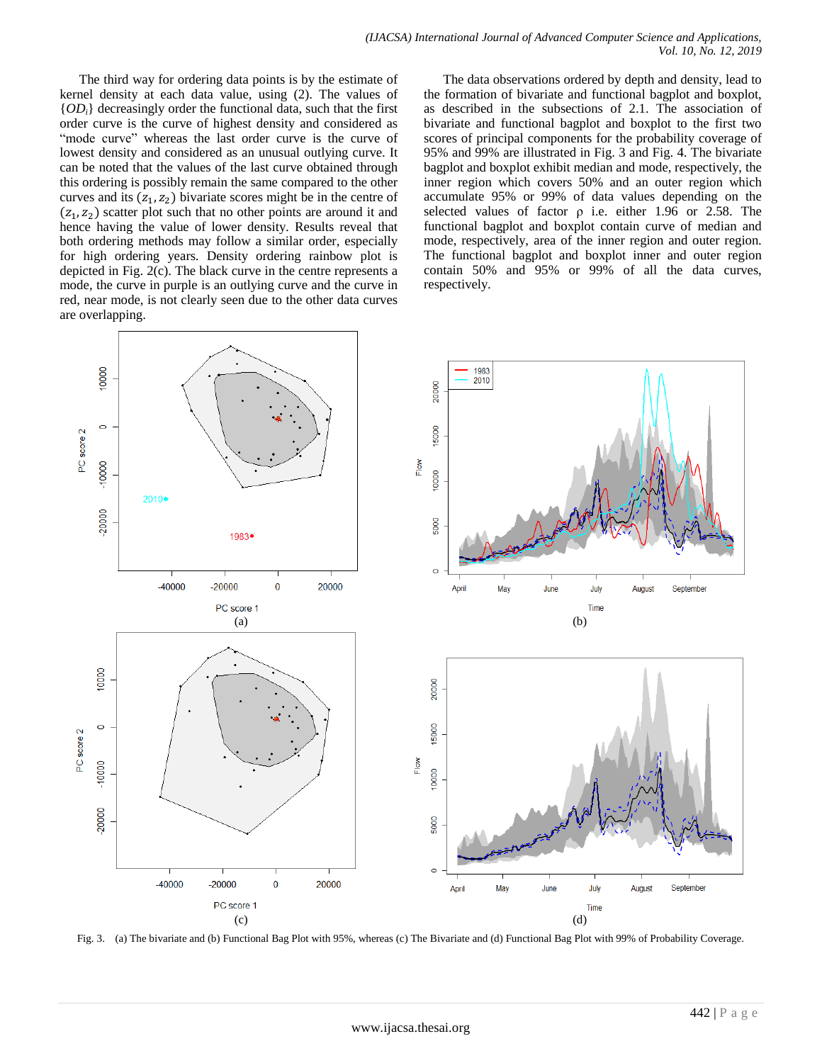The third way for ordering data points is by the estimate of kernel density at each data value, using (2). The values of $\{OD_i\}$ decreasingly order the functional data, such that the first order curve is the curve of highest density and considered as "mode curve" whereas the last order curve is the curve of lowest density and considered as an unusual outlying curve. It can be noted that the values of the last curve obtained through this ordering is possibly remain the same compared to the other curves and its $(z_1, z_2)$ bivariate scores might be in the centre of $(z_1, z_2)$ scatter plot such that no other points are around it and hence having the value of lower density. Results reveal that both ordering methods may follow a similar order, especially for high ordering years. Density ordering rainbow plot is depicted in Fig. 2(c). The black curve in the centre represents a mode, the curve in purple is an outlying curve and the curve in red, near mode, is not clearly seen due to the other data curves are overlapping.

The data observations ordered by depth and density, lead to the formation of bivariate and functional bagplot and boxplot, as described in the subsections of 2.1. The association of bivariate and functional bagplot and boxplot to the first two scores of principal components for the probability coverage of 95% and 99% are illustrated in Fig. 3 and Fig. 4. The bivariate bagplot and boxplot exhibit median and mode, respectively, the inner region which covers 50% and an outer region which accumulate 95% or 99% of data values depending on the selected values of factor ρ i.e. either 1.96 or 2.58. The functional bagplot and boxplot contain curve of median and mode, respectively, area of the inner region and outer region. The functional bagplot and boxplot inner and outer region contain 50% and 95% or 99% of all the data curves, respectively.

Fig. 3. (a) The bivariate and (b) Functional Bag Plot with 95%, whereas (c) The Bivariate and (d) Functional Bag Plot with 99% of Probability Coverage.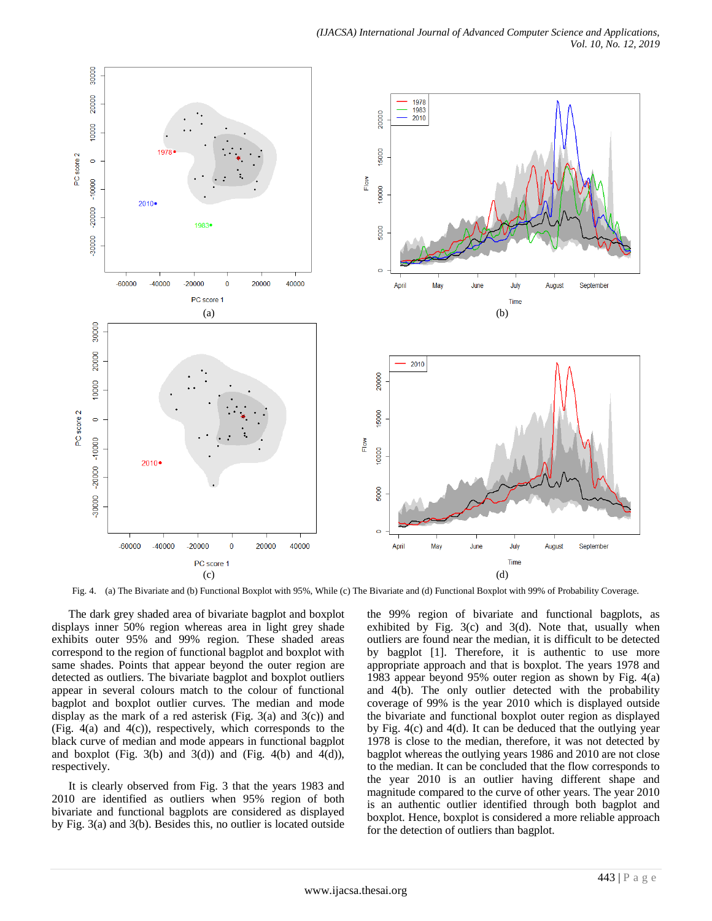Fig. 4. (a) The Bivariate and (b) Functional Boxplot with 95%, While (c) The Bivariate and (d) Functional Boxplot with 99% of Probability Coverage.

The dark grey shaded area of bivariate bagplot and boxplot displays inner 50% region whereas area in light grey shade exhibits outer 95% and 99% region. These shaded areas correspond to the region of functional bagplot and boxplot with same shades. Points that appear beyond the outer region are detected as outliers. The bivariate bagplot and boxplot outliers appear in several colours match to the colour of functional bagplot and boxplot outlier curves. The median and mode display as the mark of a red asterisk (Fig. 3(a) and 3(c)) and (Fig. 4(a) and 4(c)), respectively, which corresponds to the black curve of median and mode appears in functional bagplot and boxplot (Fig. 3(b) and 3(d)) and (Fig. 4(b) and 4(d)), respectively.

It is clearly observed from Fig. 3 that the years 1983 and 2010 are identified as outliers when 95% region of both bivariate and functional bagplots are considered as displayed by Fig. 3(a) and 3(b). Besides this, no outlier is located outside the 99% region of bivariate and functional bagplots, as exhibited by Fig. 3(c) and 3(d). Note that, usually when outliers are found near the median, it is difficult to be detected by bagplot [1]. Therefore, it is authentic to use more appropriate approach and that is boxplot. The years 1978 and 1983 appear beyond 95% outer region as shown by Fig. 4(a) and 4(b). The only outlier detected with the probability coverage of 99% is the year 2010 which is displayed outside the bivariate and functional boxplot outer region as displayed by Fig. 4(c) and 4(d). It can be deduced that the outlying year 1978 is close to the median, therefore, it was not detected by bagplot whereas the outlying years 1986 and 2010 are not close to the median. It can be concluded that the flow corresponds to the year 2010 is an outlier having different shape and magnitude compared to the curve of other years. The year 2010 is an authentic outlier identified through both bagplot and boxplot. Hence, boxplot is considered a more reliable approach for the detection of outliers than bagplot.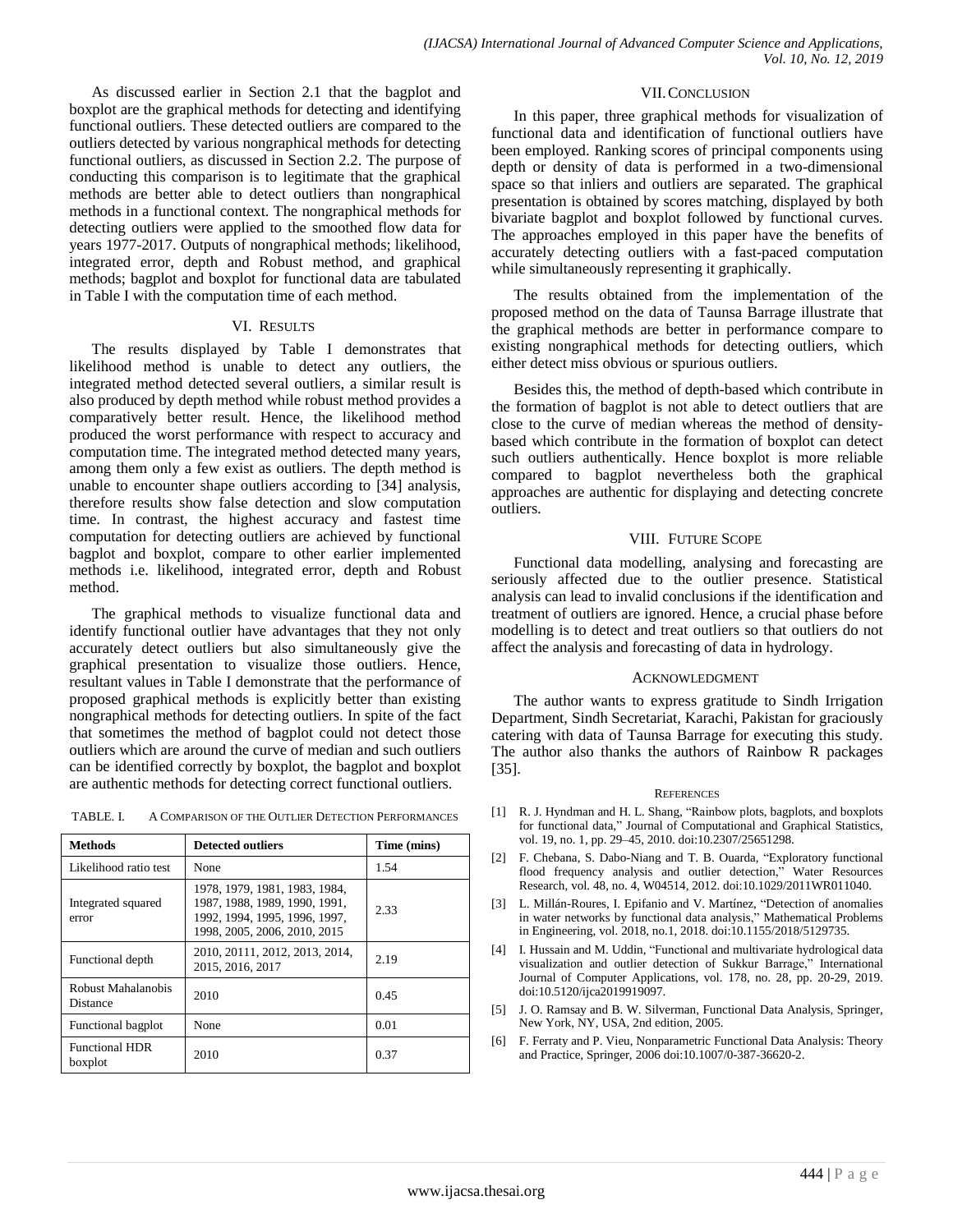As discussed earlier in Section 2.1 that the bagplot and boxplot are the graphical methods for detecting and identifying functional outliers. These detected outliers are compared to the outliers detected by various nongraphical methods for detecting functional outliers, as discussed in Section 2.2. The purpose of conducting this comparison is to legitimate that the graphical methods are better able to detect outliers than nongraphical methods in a functional context. The nongraphical methods for detecting outliers were applied to the smoothed flow data for years 1977-2017. Outputs of nongraphical methods; likelihood, integrated error, depth and Robust method, and graphical methods; bagplot and boxplot for functional data are tabulated in Table I with the computation time of each method.

## VI. Results

The results displayed by Table I demonstrates that likelihood method is unable to detect any outliers, the integrated method detected several outliers, a similar result is also produced by depth method while robust method provides a comparatively better result. Hence, the likelihood method produced the worst performance with respect to accuracy and computation time. The integrated method detected many years, among them only a few exist as outliers. The depth method is unable to encounter shape outliers according to [34] analysis, therefore results show false detection and slow computation time. In contrast, the highest accuracy and fastest time computation for detecting outliers are achieved by functional bagplot and boxplot, compare to other earlier implemented methods i.e. likelihood, integrated error, depth and Robust method.

The graphical methods to visualize functional data and identify functional outlier have advantages that they not only accurately detect outliers but also simultaneously give the graphical presentation to visualize those outliers. Hence, resultant values in Table I demonstrate that the performance of proposed graphical methods is explicitly better than existing nongraphical methods for detecting outliers. In spite of the fact that sometimes the method of bagplot could not detect those outliers which are around the curve of median and such outliers can be identified correctly by boxplot, the bagplot and boxplot are authentic methods for detecting correct functional outliers.

TABLE. I. A Comparison of the Outlier Detection Performances

| Methods | Detected outliers | Time (mins) |
|---|---|---|
| Likelihood ratio test | None | 1.54 |
| Integrated squared error | 1978, 1979, 1981, 1983, 1984, 1987, 1988, 1989, 1990, 1991, 1992, 1994, 1995, 1996, 1997, 1998, 2005, 2006, 2010, 2015 | 2.33 |
| Functional depth | 2010, 20111, 2012, 2013, 2014, 2015, 2016, 2017 | 2.19 |
| Robust Mahalanobis Distance | 2010 | 0.45 |
| Functional bagplot | None | 0.01 |
| Functional HDR boxplot | 2010 | 0.37 |

## VII. Conclusion

In this paper, three graphical methods for visualization of functional data and identification of functional outliers have been employed. Ranking scores of principal components using depth or density of data is performed in a two-dimensional space so that inliers and outliers are separated. The graphical presentation is obtained by scores matching, displayed by both bivariate bagplot and boxplot followed by functional curves. The approaches employed in this paper have the benefits of accurately detecting outliers with a fast-paced computation while simultaneously representing it graphically.

The results obtained from the implementation of the proposed method on the data of Taunsa Barrage illustrate that the graphical methods are better in performance compare to existing nongraphical methods for detecting outliers, which either detect miss obvious or spurious outliers.

Besides this, the method of depth-based which contribute in the formation of bagplot is not able to detect outliers that are close to the curve of median whereas the method of density-based which contribute in the formation of boxplot can detect such outliers authentically. Hence boxplot is more reliable compared to bagplot nevertheless both the graphical approaches are authentic for displaying and detecting concrete outliers.

## VIII. Future Scope

Functional data modelling, analysing and forecasting are seriously affected due to the outlier presence. Statistical analysis can lead to invalid conclusions if the identification and treatment of outliers are ignored. Hence, a crucial phase before modelling is to detect and treat outliers so that outliers do not affect the analysis and forecasting of data in hydrology.

## Acknowledgment

The author wants to express gratitude to Sindh Irrigation Department, Sindh Secretariat, Karachi, Pakistan for graciously catering with data of Taunsa Barrage for executing this study. The author also thanks the authors of Rainbow R packages [35].

## References

[1] R. J. Hyndman and H. L. Shang, "Rainbow plots, bagplots, and boxplots for functional data," Journal of Computational and Graphical Statistics, vol. 19, no. 1, pp. 29–45, 2010. doi:10.2307/25651298.

[2] F. Chebana, S. Dabo-Niang and T. B. Ouarda, "Exploratory functional flood frequency analysis and outlier detection," Water Resources Research, vol. 48, no. 4, W04514, 2012. doi:10.1029/2011WR011040.

[3] L. Millán-Roures, I. Epifanio and V. Martínez, "Detection of anomalies in water networks by functional data analysis," Mathematical Problems in Engineering, vol. 2018, no.1, 2018. doi:10.1155/2018/5129735.

[4] I. Hussain and M. Uddin, "Functional and multivariate hydrological data visualization and outlier detection of Sukkur Barrage," International Journal of Computer Applications, vol. 178, no. 28, pp. 20-29, 2019. doi:10.5120/ijca2019919097.

[5] J. O. Ramsay and B. W. Silverman, Functional Data Analysis, Springer, New York, NY, USA, 2nd edition, 2005.

[6] F. Ferraty and P. Vieu, Nonparametric Functional Data Analysis: Theory and Practice, Springer, 2006 doi:10.1007/0-387-36620-2.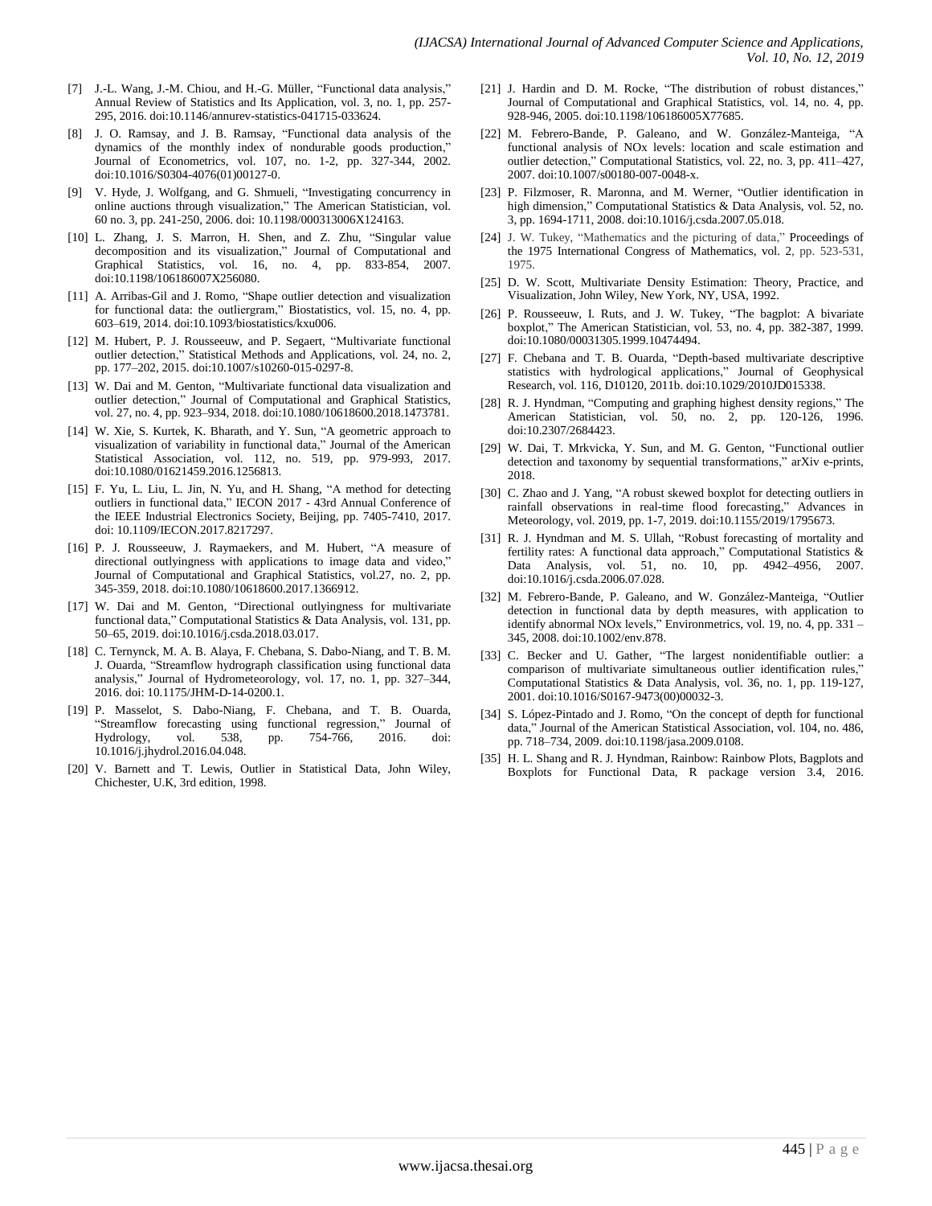[7] J.-L. Wang, J.-M. Chiou, and H.-G. Müller, "Functional data analysis," Annual Review of Statistics and Its Application, vol. 3, no. 1, pp. 257-295, 2016. doi:10.1146/annurev-statistics-041715-033624.

[8] J. O. Ramsay, and J. B. Ramsay, "Functional data analysis of the dynamics of the monthly index of nondurable goods production," Journal of Econometrics, vol. 107, no. 1-2, pp. 327-344, 2002. doi:10.1016/S0304-4076(01)00127-0.

[9] V. Hyde, J. Wolfgang, and G. Shmueli, "Investigating concurrency in online auctions through visualization," The American Statistician, vol. 60 no. 3, pp. 241-250, 2006. doi: 10.1198/000313006X124163.

[10] L. Zhang, J. S. Marron, H. Shen, and Z. Zhu, "Singular value decomposition and its visualization," Journal of Computational and Graphical Statistics, vol. 16, no. 4, pp. 833-854, 2007. doi:10.1198/106186007X256080.

[11] A. Arribas-Gil and J. Romo, "Shape outlier detection and visualization for functional data: the outliergram," Biostatistics, vol. 15, no. 4, pp. 603–619, 2014. doi:10.1093/biostatistics/kxu006.

[12] M. Hubert, P. J. Rousseeuw, and P. Segaert, "Multivariate functional outlier detection," Statistical Methods and Applications, vol. 24, no. 2, pp. 177–202, 2015. doi:10.1007/s10260-015-0297-8.

[13] W. Dai and M. Genton, "Multivariate functional data visualization and outlier detection," Journal of Computational and Graphical Statistics, vol. 27, no. 4, pp. 923–934, 2018. doi:10.1080/10618600.2018.1473781.

[14] W. Xie, S. Kurtek, K. Bharath, and Y. Sun, "A geometric approach to visualization of variability in functional data," Journal of the American Statistical Association, vol. 112, no. 519, pp. 979-993, 2017. doi:10.1080/01621459.2016.1256813.

[15] F. Yu, L. Liu, L. Jin, N. Yu, and H. Shang, "A method for detecting outliers in functional data," IECON 2017 - 43rd Annual Conference of the IEEE Industrial Electronics Society, Beijing, pp. 7405-7410, 2017. doi: 10.1109/IECON.2017.8217297.

[16] P. J. Rousseeuw, J. Raymaekers, and M. Hubert, "A measure of directional outlyingness with applications to image data and video," Journal of Computational and Graphical Statistics, vol.27, no. 2, pp. 345-359, 2018. doi:10.1080/10618600.2017.1366912.

[17] W. Dai and M. Genton, "Directional outlyingness for multivariate functional data," Computational Statistics & Data Analysis, vol. 131, pp. 50–65, 2019. doi:10.1016/j.csda.2018.03.017.

[18] C. Ternynck, M. A. B. Alaya, F. Chebana, S. Dabo-Niang, and T. B. M. J. Ouarda, "Streamflow hydrograph classification using functional data analysis," Journal of Hydrometeorology, vol. 17, no. 1, pp. 327–344, 2016. doi: 10.1175/JHM-D-14-0200.1.

[19] P. Masselot, S. Dabo-Niang, F. Chebana, and T. B. Ouarda, "Streamflow forecasting using functional regression," Journal of Hydrology, vol. 538, pp. 754-766, 2016. doi: 10.1016/j.jhydrol.2016.04.048.

[20] V. Barnett and T. Lewis, Outlier in Statistical Data, John Wiley, Chichester, U.K, 3rd edition, 1998.

[21] J. Hardin and D. M. Rocke, "The distribution of robust distances," Journal of Computational and Graphical Statistics, vol. 14, no. 4, pp. 928-946, 2005. doi:10.1198/106186005X77685.

[22] M. Febrero-Bande, P. Galeano, and W. González-Manteiga, "A functional analysis of NOx levels: location and scale estimation and outlier detection," Computational Statistics, vol. 22, no. 3, pp. 411–427, 2007. doi:10.1007/s00180-007-0048-x.

[23] P. Filzmoser, R. Maronna, and M. Werner, "Outlier identification in high dimension," Computational Statistics & Data Analysis, vol. 52, no. 3, pp. 1694-1711, 2008. doi:10.1016/j.csda.2007.05.018.

[24] J. W. Tukey, "Mathematics and the picturing of data," Proceedings of the 1975 International Congress of Mathematics, vol. 2, pp. 523-531, 1975.

[25] D. W. Scott, Multivariate Density Estimation: Theory, Practice, and Visualization, John Wiley, New York, NY, USA, 1992.

[26] P. Rousseeuw, I. Ruts, and J. W. Tukey, "The bagplot: A bivariate boxplot," The American Statistician, vol. 53, no. 4, pp. 382-387, 1999. doi:10.1080/00031305.1999.10474494.

[27] F. Chebana and T. B. Ouarda, "Depth-based multivariate descriptive statistics with hydrological applications," Journal of Geophysical Research, vol. 116, D10120, 2011b. doi:10.1029/2010JD015338.

[28] R. J. Hyndman, "Computing and graphing highest density regions," The American Statistician, vol. 50, no. 2, pp. 120-126, 1996. doi:10.2307/2684423.

[29] W. Dai, T. Mrkvicka, Y. Sun, and M. G. Genton, "Functional outlier detection and taxonomy by sequential transformations," arXiv e-prints, 2018.

[30] C. Zhao and J. Yang, "A robust skewed boxplot for detecting outliers in rainfall observations in real-time flood forecasting," Advances in Meteorology, vol. 2019, pp. 1-7, 2019. doi:10.1155/2019/1795673.

[31] R. J. Hyndman and M. S. Ullah, "Robust forecasting of mortality and fertility rates: A functional data approach," Computational Statistics & Data Analysis, vol. 51, no. 10, pp. 4942–4956, 2007. doi:10.1016/j.csda.2006.07.028.

[32] M. Febrero-Bande, P. Galeano, and W. González-Manteiga, "Outlier detection in functional data by depth measures, with application to identify abnormal NOx levels," Environmetrics, vol. 19, no. 4, pp. 331 – 345, 2008. doi:10.1002/env.878.

[33] C. Becker and U. Gather, "The largest nonidentifiable outlier: a comparison of multivariate simultaneous outlier identification rules," Computational Statistics & Data Analysis, vol. 36, no. 1, pp. 119-127, 2001. doi:10.1016/S0167-9473(00)00032-3.

[34] S. López-Pintado and J. Romo, "On the concept of depth for functional data," Journal of the American Statistical Association, vol. 104, no. 486, pp. 718–734, 2009. doi:10.1198/jasa.2009.0108.

[35] H. L. Shang and R. J. Hyndman, Rainbow: Rainbow Plots, Bagplots and Boxplots for Functional Data, R package version 3.4, 2016.